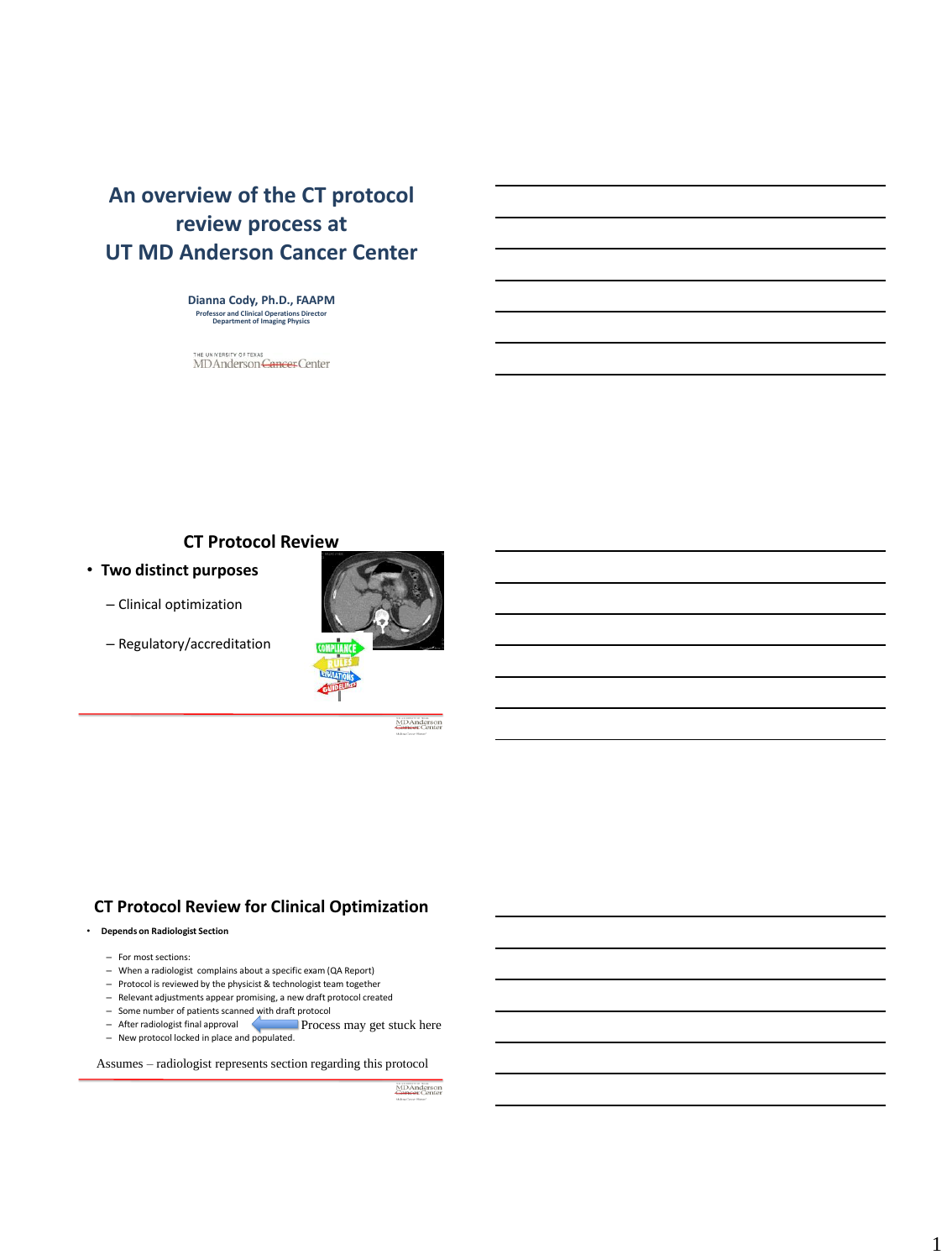# An overview of the CT protocol review process at UT MD Anderson Cancer Center

**Dianna Cody, Ph.D., FAAPM**
Professor and Clinical Operations Director
Department of Imaging Physics

THE UNIVERSITY OF TEXAS
MDAnderson ~~Cancer~~ Center

## CT Protocol Review

- **Two distinct purposes**
  - Clinical optimization
  - Regulatory/accreditation

## CT Protocol Review for Clinical Optimization

- **Depends on Radiologist Section**
  - For most sections:
  - When a radiologist complains about a specific exam (QA Report)
  - Protocol is reviewed by the physicist & technologist team together
  - Relevant adjustments appear promising, a new draft protocol created
  - Some number of patients scanned with draft protocol
  - After radiologist final approval ← Process may get stuck here
  - New protocol locked in place and populated.

Assumes – radiologist represents section regarding this protocol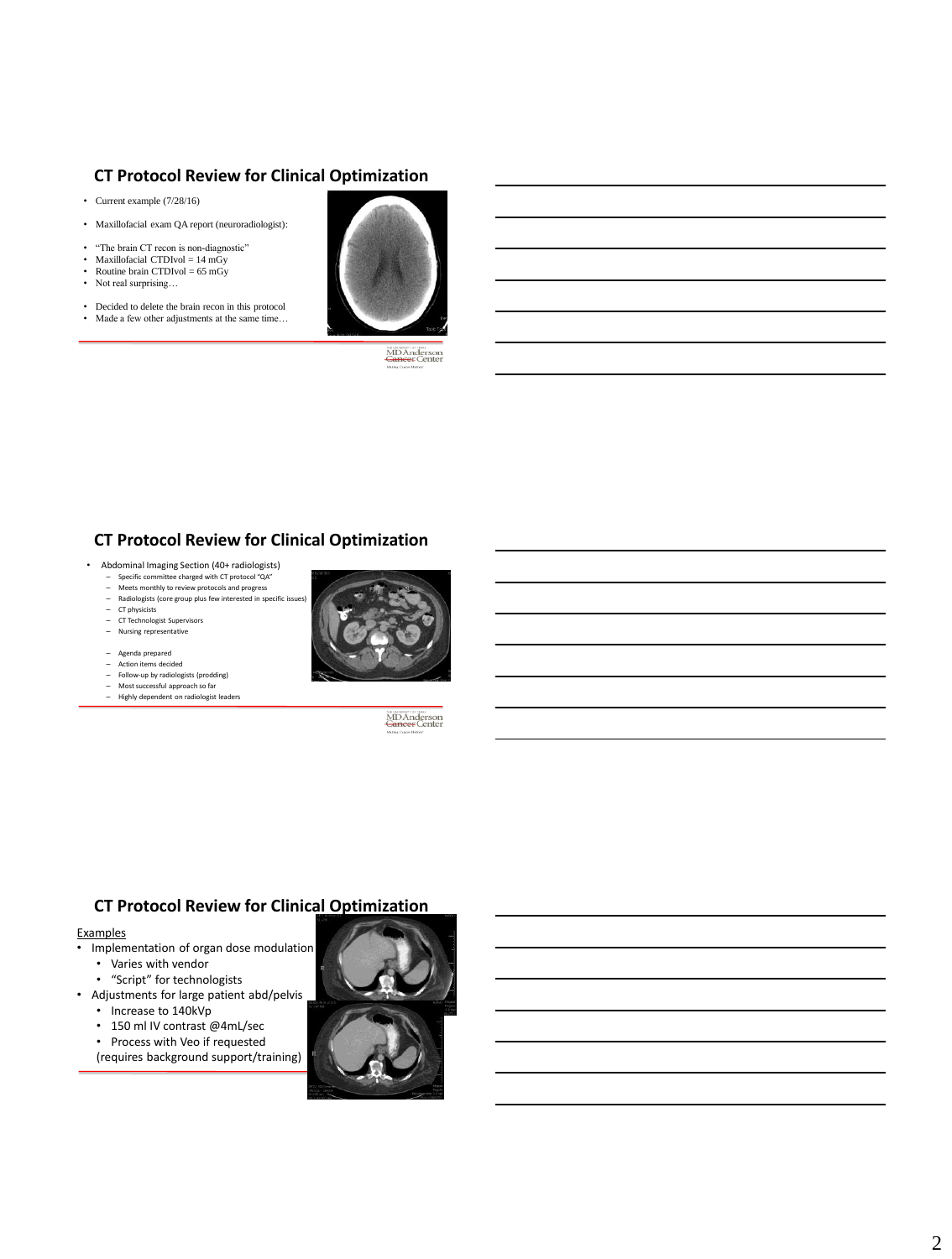## CT Protocol Review for Clinical Optimization

- Current example (7/28/16)
- Maxillofacial exam QA report (neuroradiologist):
- "The brain CT recon is non-diagnostic"
- Maxillofacial CTDIvol = 14 mGy
- Routine brain CTDIvol = 65 mGy
- Not real surprising…
- Decided to delete the brain recon in this protocol
- Made a few other adjustments at the same time…

## CT Protocol Review for Clinical Optimization

- Abdominal Imaging Section (40+ radiologists)
  - Specific committee charged with CT protocol "QA"
  - Meets monthly to review protocols and progress
  - Radiologists (core group plus few interested in specific issues)
  - CT physicists
  - CT Technologist Supervisors
  - Nursing representative
  - Agenda prepared
  - Action items decided
  - Follow-up by radiologists (prodding)
  - Most successful approach so far
  - Highly dependent on radiologist leaders

## CT Protocol Review for Clinical Optimization

Examples

- Implementation of organ dose modulation
  - Varies with vendor
  - "Script" for technologists
- Adjustments for large patient abd/pelvis
  - Increase to 140kVp
  - 150 ml IV contrast @4mL/sec
  - Process with Veo if requested

  (requires background support/training)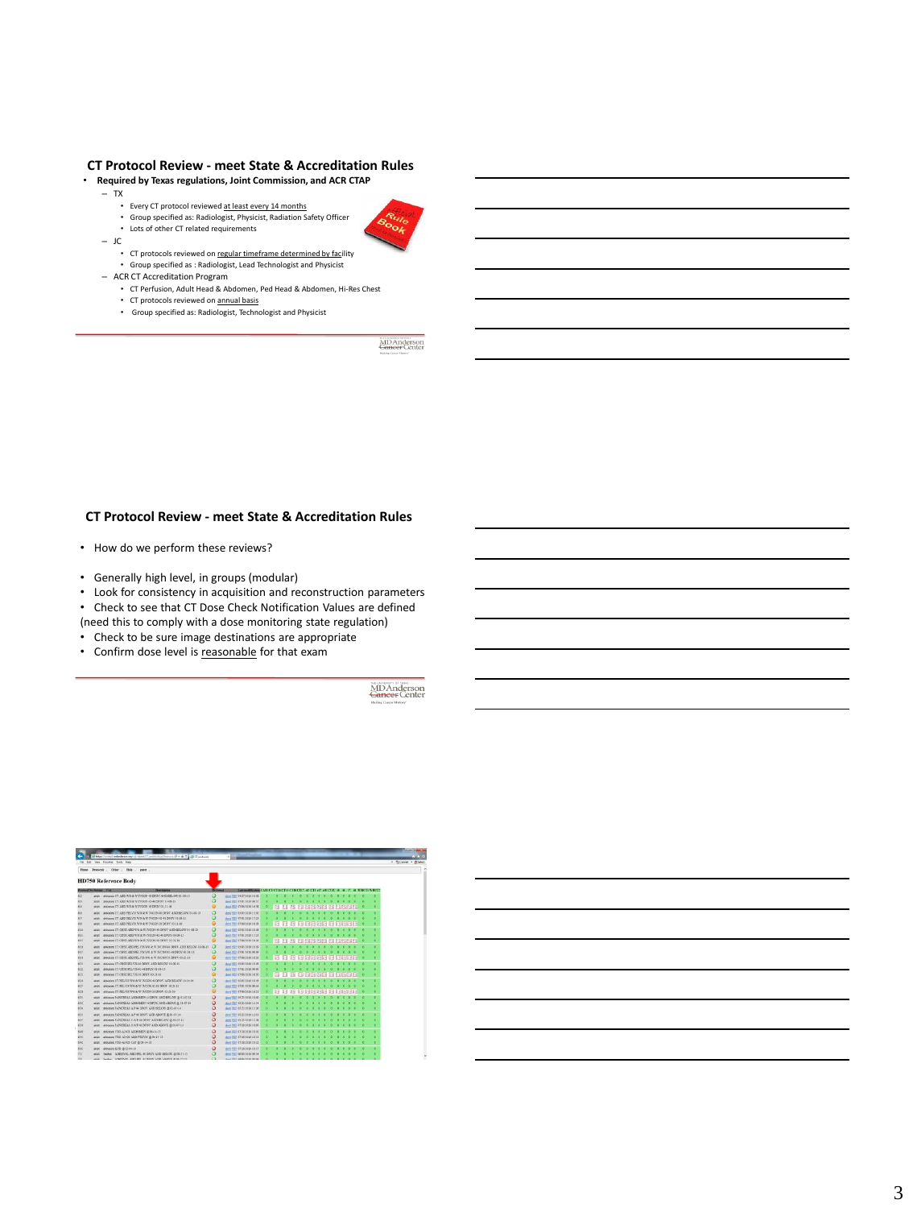## CT Protocol Review - meet State & Accreditation Rules

- **Required by Texas regulations, Joint Commission, and ACR CTAP**
  - TX
    - Every CT protocol reviewed at least every 14 months
    - Group specified as: Radiologist, Physicist, Radiation Safety Officer
    - Lots of other CT related requirements
  - JC
    - CT protocols reviewed on regular timeframe determined by facility
    - Group specified as : Radiologist, Lead Technologist and Physicist
  - ACR CT Accreditation Program
    - CT Perfusion, Adult Head & Abdomen, Ped Head & Abdomen, Hi-Res Chest
    - CT protocols reviewed on annual basis
    - Group specified as: Radiologist, Technologist and Physicist

## CT Protocol Review - meet State & Accreditation Rules

- How do we perform these reviews?

- Generally high level, in groups (modular)
- Look for consistency in acquisition and reconstruction parameters
- Check to see that CT Dose Check Notification Values are defined

(need this to comply with a dose monitoring state regulation)

- Check to be sure image destinations are appropriate
- Confirm dose level is reasonable for that exam

HD750 Reference Body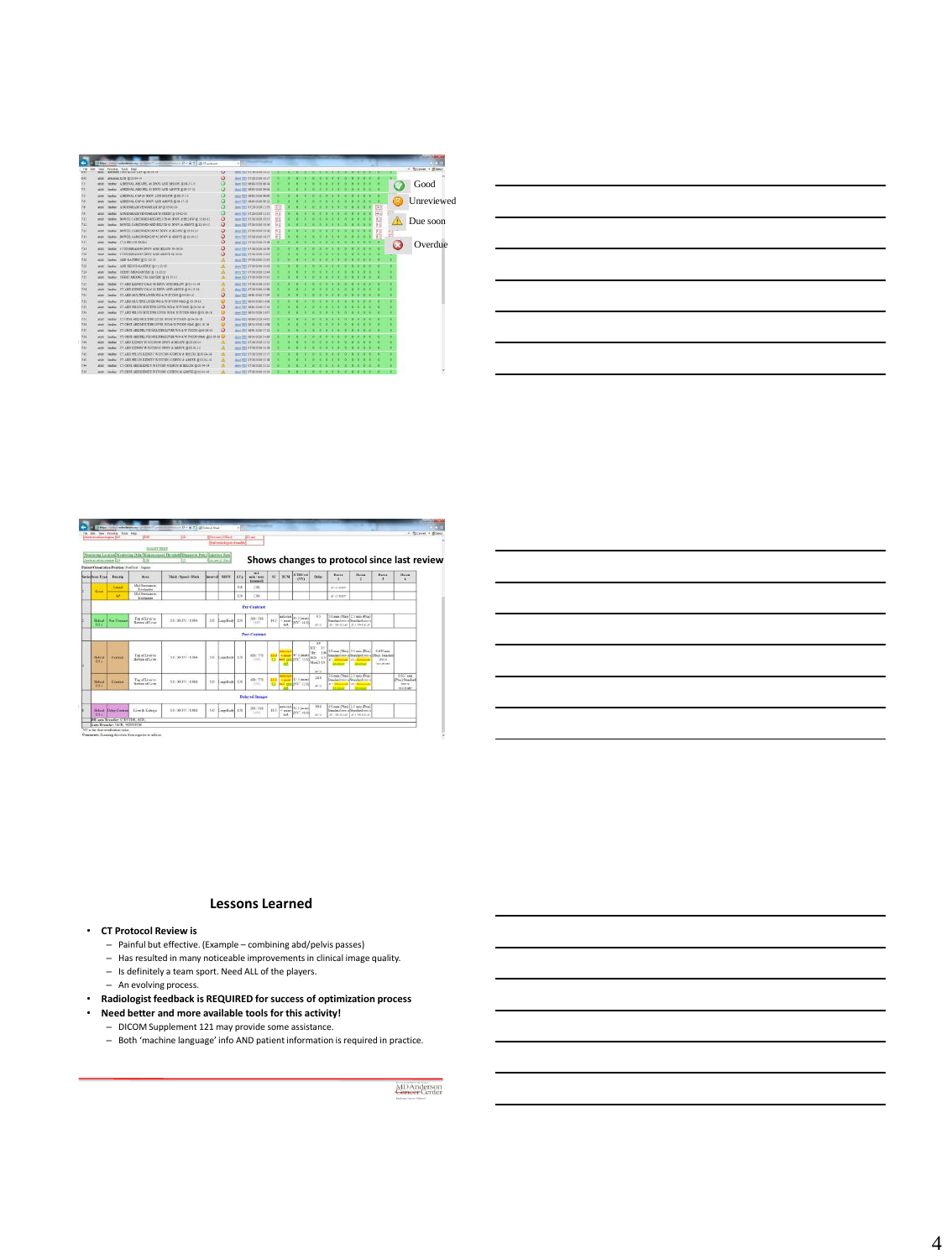Good

Unreviewed

Due soon

Overdue

Shows changes to protocol since last review

## Lessons Learned

- **CT Protocol Review is**
  - Painful but effective. (Example – combining abd/pelvis passes)
  - Has resulted in many noticeable improvements in clinical image quality.
  - Is definitely a team sport. Need ALL of the players.
  - An evolving process.
- **Radiologist feedback is REQUIRED for success of optimization process**
- **Need better and more available tools for this activity!**
  - DICOM Supplement 121 may provide some assistance.
  - Both 'machine language' info AND patient information is required in practice.